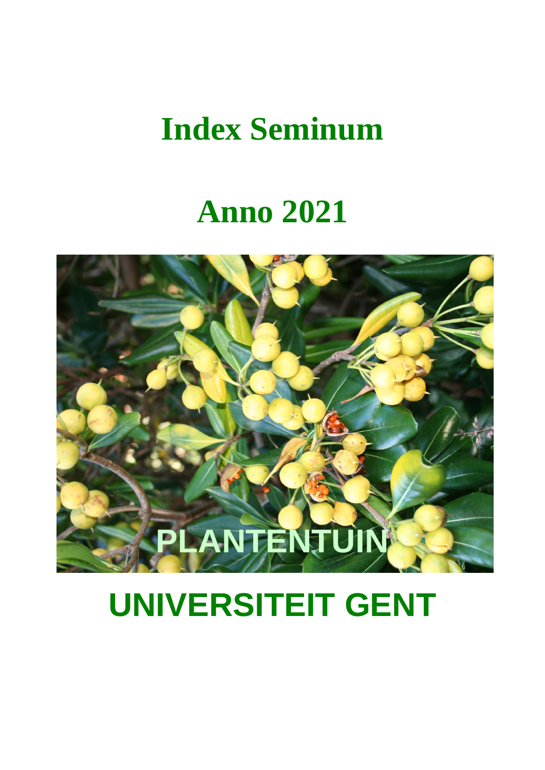# Index Seminum

# Anno 2021

PLANTENTUIN

# UNIVERSITEIT GENT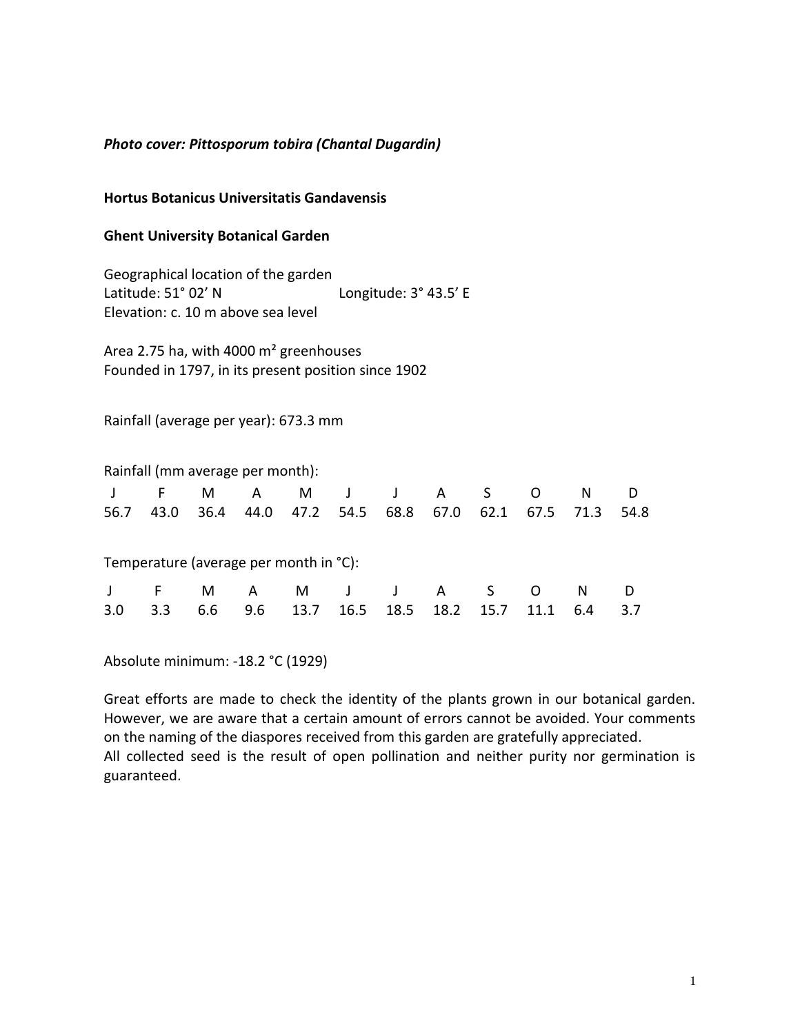***Photo cover: Pittosporum tobira (Chantal Dugardin)***

**Hortus Botanicus Universitatis Gandavensis**

**Ghent University Botanical Garden**

Geographical location of the garden
Latitude: 51° 02' N Longitude: 3° 43.5' E
Elevation: c. 10 m above sea level

Area 2.75 ha, with 4000 m² greenhouses
Founded in 1797, in its present position since 1902

Rainfall (average per year): 673.3 mm

Rainfall (mm average per month):

| J | F | M | A | M | J | J | A | S | O | N | D |
|---|---|---|---|---|---|---|---|---|---|---|---|
| 56.7 | 43.0 | 36.4 | 44.0 | 47.2 | 54.5 | 68.8 | 67.0 | 62.1 | 67.5 | 71.3 | 54.8 |

Temperature (average per month in °C):

| J | F | M | A | M | J | J | A | S | O | N | D |
|---|---|---|---|---|---|---|---|---|---|---|---|
| 3.0 | 3.3 | 6.6 | 9.6 | 13.7 | 16.5 | 18.5 | 18.2 | 15.7 | 11.1 | 6.4 | 3.7 |

Absolute minimum: -18.2 °C (1929)

Great efforts are made to check the identity of the plants grown in our botanical garden. However, we are aware that a certain amount of errors cannot be avoided. Your comments on the naming of the diaspores received from this garden are gratefully appreciated.
All collected seed is the result of open pollination and neither purity nor germination is guaranteed.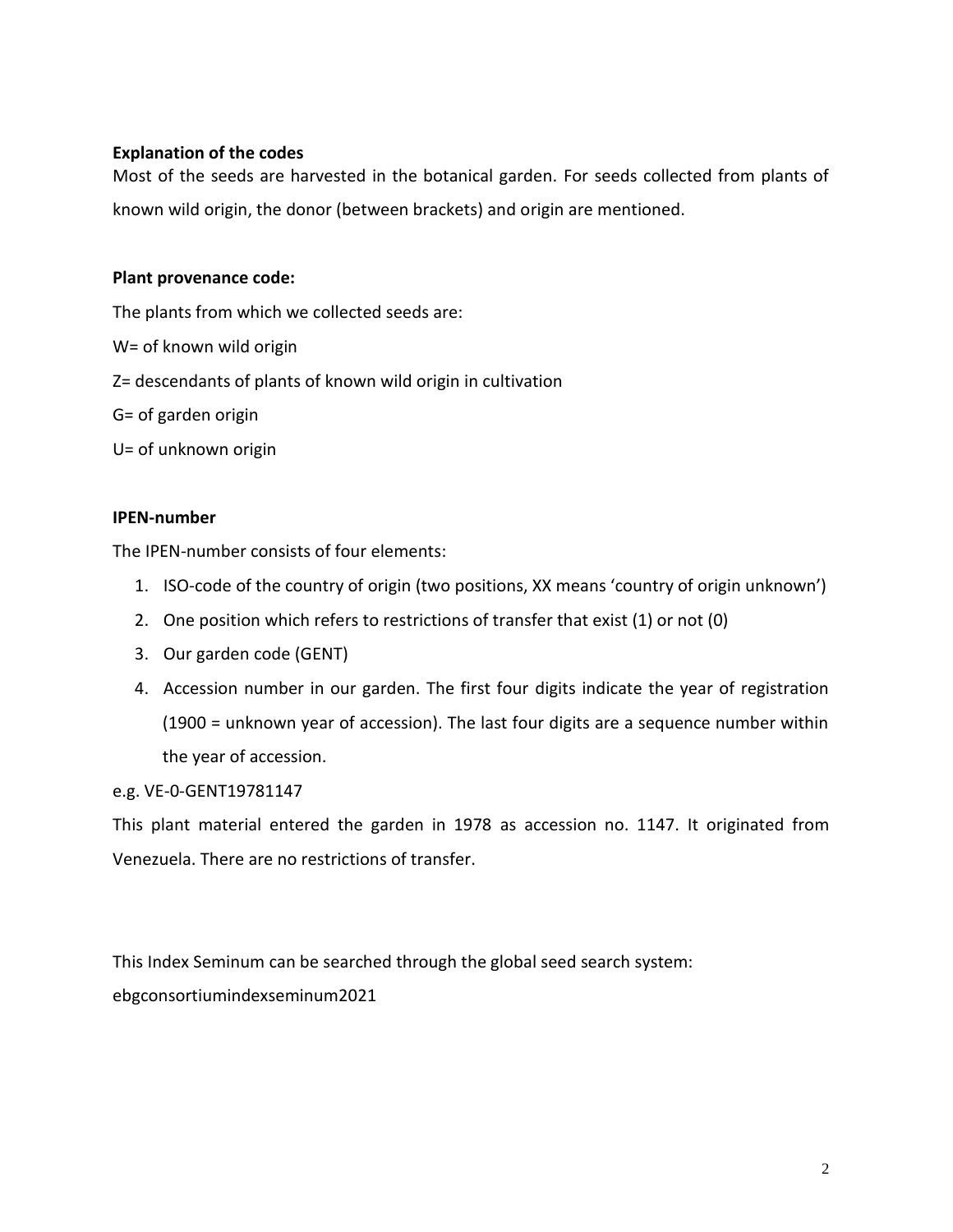**Explanation of the codes**

Most of the seeds are harvested in the botanical garden. For seeds collected from plants of known wild origin, the donor (between brackets) and origin are mentioned.

**Plant provenance code:**

The plants from which we collected seeds are:

W= of known wild origin

Z= descendants of plants of known wild origin in cultivation

G= of garden origin

U= of unknown origin

**IPEN-number**

The IPEN-number consists of four elements:

1. ISO-code of the country of origin (two positions, XX means 'country of origin unknown')
2. One position which refers to restrictions of transfer that exist (1) or not (0)
3. Our garden code (GENT)
4. Accession number in our garden. The first four digits indicate the year of registration (1900 = unknown year of accession). The last four digits are a sequence number within the year of accession.

e.g. VE-0-GENT19781147

This plant material entered the garden in 1978 as accession no. 1147. It originated from Venezuela. There are no restrictions of transfer.

This Index Seminum can be searched through the global seed search system:

ebgconsortiumindexseminum2021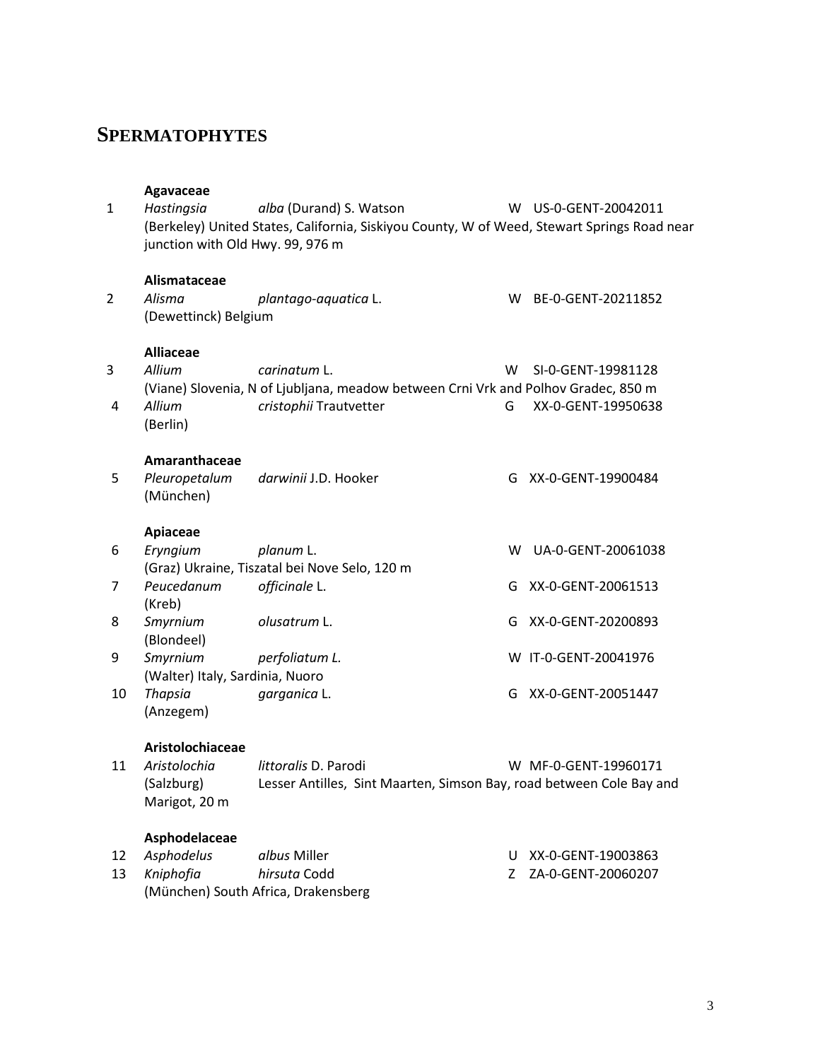## SPERMATOPHYTES

**Agavaceae**

1 *Hastingsia* *alba* (Durand) S. Watson W US-0-GENT-20042011
(Berkeley) United States, California, Siskiyou County, W of Weed, Stewart Springs Road near junction with Old Hwy. 99, 976 m

**Alismataceae**

2 *Alisma* *plantago-aquatica* L. W BE-0-GENT-20211852
(Dewettinck) Belgium

**Alliaceae**

3 *Allium* *carinatum* L. W SI-0-GENT-19981128
(Viane) Slovenia, N of Ljubljana, meadow between Crni Vrk and Polhov Gradec, 850 m

4 *Allium* *cristophii* Trautvetter G XX-0-GENT-19950638
(Berlin)

**Amaranthaceae**

5 *Pleuropetalum* *darwinii* J.D. Hooker G XX-0-GENT-19900484
(München)

**Apiaceae**

6 *Eryngium* *planum* L. W UA-0-GENT-20061038
(Graz) Ukraine, Tiszatal bei Nove Selo, 120 m

7 *Peucedanum* *officinale* L. G XX-0-GENT-20061513
(Kreb)

8 *Smyrnium* *olusatrum* L. G XX-0-GENT-20200893
(Blondeel)

9 *Smyrnium* *perfoliatum L.* W IT-0-GENT-20041976
(Walter) Italy, Sardinia, Nuoro

10 *Thapsia* *garganica* L. G XX-0-GENT-20051447
(Anzegem)

**Aristolochiaceae**

11 *Aristolochia* *littoralis* D. Parodi W MF-0-GENT-19960171
(Salzburg) Lesser Antilles, Sint Maarten, Simson Bay, road between Cole Bay and Marigot, 20 m

**Asphodelaceae**

12 *Asphodelus* *albus* Miller U XX-0-GENT-19003863

13 *Kniphofia* *hirsuta* Codd Z ZA-0-GENT-20060207
(München) South Africa, Drakensberg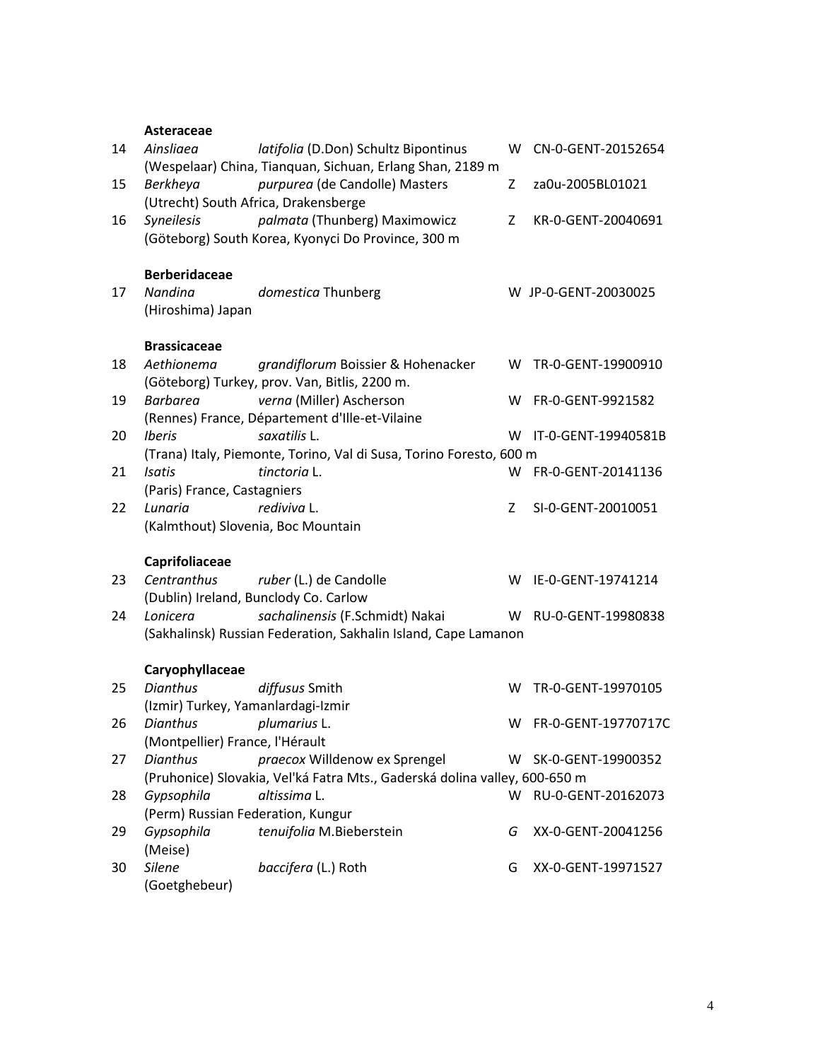**Asteraceae**

14 *Ainsliaea* *latifolia* (D.Don) Schultz Bipontinus W CN-0-GENT-20152654
(Wespelaar) China, Tianquan, Sichuan, Erlang Shan, 2189 m

15 *Berkheya* *purpurea* (de Candolle) Masters Z za0u-2005BL01021
(Utrecht) South Africa, Drakensberge

16 *Syneilesis* *palmata* (Thunberg) Maximowicz Z KR-0-GENT-20040691
(Göteborg) South Korea, Kyonyci Do Province, 300 m

**Berberidaceae**

17 *Nandina* *domestica* Thunberg W JP-0-GENT-20030025
(Hiroshima) Japan

**Brassicaceae**

18 *Aethionema* *grandiflorum* Boissier & Hohenacker W TR-0-GENT-19900910
(Göteborg) Turkey, prov. Van, Bitlis, 2200 m.

19 *Barbarea* *verna* (Miller) Ascherson W FR-0-GENT-9921582
(Rennes) France, Département d'Ille-et-Vilaine

20 *Iberis* *saxatilis* L. W IT-0-GENT-19940581B
(Trana) Italy, Piemonte, Torino, Val di Susa, Torino Foresto, 600 m

21 *Isatis* *tinctoria* L. W FR-0-GENT-20141136
(Paris) France, Castagniers

22 *Lunaria* *rediviva* L. Z SI-0-GENT-20010051
(Kalmthout) Slovenia, Boc Mountain

**Caprifoliaceae**

23 *Centranthus* *ruber* (L.) de Candolle W IE-0-GENT-19741214
(Dublin) Ireland, Bunclody Co. Carlow

24 *Lonicera* *sachalinensis* (F.Schmidt) Nakai W RU-0-GENT-19980838
(Sakhalinsk) Russian Federation, Sakhalin Island, Cape Lamanon

**Caryophyllaceae**

25 *Dianthus* *diffusus* Smith W TR-0-GENT-19970105
(Izmir) Turkey, Yamanlardagi-Izmir

26 *Dianthus* *plumarius* L. W FR-0-GENT-19770717C
(Montpellier) France, l'Hérault

27 *Dianthus* *praecox* Willdenow ex Sprengel W SK-0-GENT-19900352
(Pruhonice) Slovakia, Vel'ká Fatra Mts., Gaderská dolina valley, 600-650 m

28 *Gypsophila* *altissima* L. W RU-0-GENT-20162073
(Perm) Russian Federation, Kungur

29 *Gypsophila* *tenuifolia* M.Bieberstein *G* XX-0-GENT-20041256
(Meise)

30 *Silene* *baccifera* (L.) Roth G XX-0-GENT-19971527
(Goetghebeur)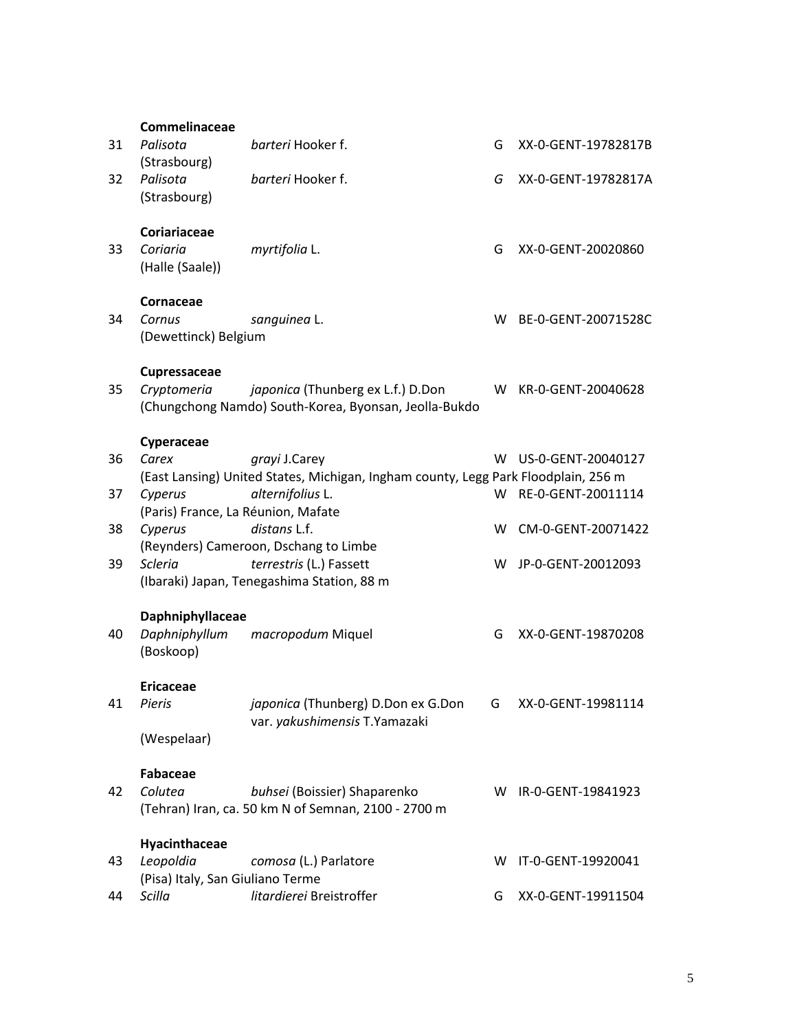**Commelinaceae**

31 *Palisota* *barteri* Hooker f. G XX-0-GENT-19782817B
(Strasbourg)

32 *Palisota* *barteri* Hooker f. *G* XX-0-GENT-19782817A
(Strasbourg)

**Coriariaceae**

33 *Coriaria* *myrtifolia* L. G XX-0-GENT-20020860
(Halle (Saale))

**Cornaceae**

34 *Cornus* *sanguinea* L. W BE-0-GENT-20071528C
(Dewettinck) Belgium

**Cupressaceae**

35 *Cryptomeria* *japonica* (Thunberg ex L.f.) D.Don W KR-0-GENT-20040628
(Chungchong Namdo) South-Korea, Byonsan, Jeolla-Bukdo

**Cyperaceae**

36 *Carex* *grayi* J.Carey W US-0-GENT-20040127
(East Lansing) United States, Michigan, Ingham county, Legg Park Floodplain, 256 m

37 *Cyperus* *alternifolius* L. W RE-0-GENT-20011114
(Paris) France, La Réunion, Mafate

38 *Cyperus* *distans* L.f. W CM-0-GENT-20071422
(Reynders) Cameroon, Dschang to Limbe

39 *Scleria* *terrestris* (L.) Fassett W JP-0-GENT-20012093
(Ibaraki) Japan, Tenegashima Station, 88 m

**Daphniphyllaceae**

40 *Daphniphyllum* *macropodum* Miquel G XX-0-GENT-19870208
(Boskoop)

**Ericaceae**

41 *Pieris* *japonica* (Thunberg) D.Don ex G.Don var. *yakushimensis* T.Yamazaki G XX-0-GENT-19981114
(Wespelaar)

**Fabaceae**

42 *Colutea* *buhsei* (Boissier) Shaparenko W IR-0-GENT-19841923
(Tehran) Iran, ca. 50 km N of Semnan, 2100 - 2700 m

**Hyacinthaceae**

43 *Leopoldia* *comosa* (L.) Parlatore W IT-0-GENT-19920041
(Pisa) Italy, San Giuliano Terme

44 *Scilla* *litardierei* Breistroffer G XX-0-GENT-19911504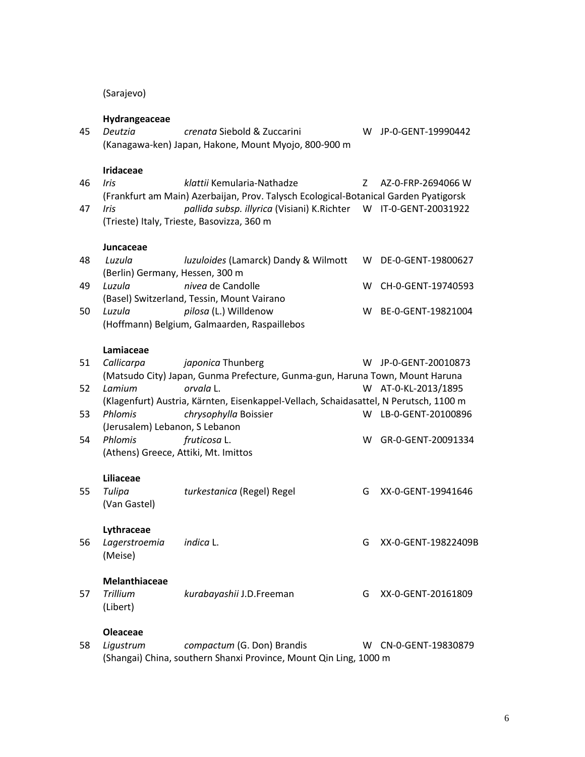(Sarajevo)

**Hydrangeaceae**

45 *Deutzia* *crenata* Siebold & Zuccarini W JP-0-GENT-19990442
(Kanagawa-ken) Japan, Hakone, Mount Myojo, 800-900 m

**Iridaceae**

46 *Iris* *klattii* Kemularia-Nathadze Z AZ-0-FRP-2694066 W
(Frankfurt am Main) Azerbaijan, Prov. Talysch Ecological-Botanical Garden Pyatigorsk

47 *Iris* *pallida subsp. illyrica* (Visiani) K.Richter W IT-0-GENT-20031922
(Trieste) Italy, Trieste, Basovizza, 360 m

**Juncaceae**

48 *Luzula* *luzuloides* (Lamarck) Dandy & Wilmott W DE-0-GENT-19800627
(Berlin) Germany, Hessen, 300 m

49 *Luzula* *nivea* de Candolle W CH-0-GENT-19740593
(Basel) Switzerland, Tessin, Mount Vairano

50 *Luzula* *pilosa* (L.) Willdenow W BE-0-GENT-19821004
(Hoffmann) Belgium, Galmaarden, Raspaillebos

**Lamiaceae**

51 *Callicarpa* *japonica* Thunberg W JP-0-GENT-20010873
(Matsudo City) Japan, Gunma Prefecture, Gunma-gun, Haruna Town, Mount Haruna

52 *Lamium* *orvala* L. W AT-0-KL-2013/1895
(Klagenfurt) Austria, Kärnten, Eisenkappel-Vellach, Schaidasattel, N Perutsch, 1100 m

53 *Phlomis* *chrysophylla* Boissier W LB-0-GENT-20100896
(Jerusalem) Lebanon, S Lebanon

54 *Phlomis* *fruticosa* L. W GR-0-GENT-20091334
(Athens) Greece, Attiki, Mt. Imittos

**Liliaceae**

55 *Tulipa* *turkestanica* (Regel) Regel G XX-0-GENT-19941646
(Van Gastel)

**Lythraceae**

56 *Lagerstroemia* *indica* L. G XX-0-GENT-19822409B
(Meise)

**Melanthiaceae**

57 *Trillium* *kurabayashii* J.D.Freeman G XX-0-GENT-20161809
(Libert)

**Oleaceae**

58 *Ligustrum* *compactum* (G. Don) Brandis W CN-0-GENT-19830879
(Shangai) China, southern Shanxi Province, Mount Qin Ling, 1000 m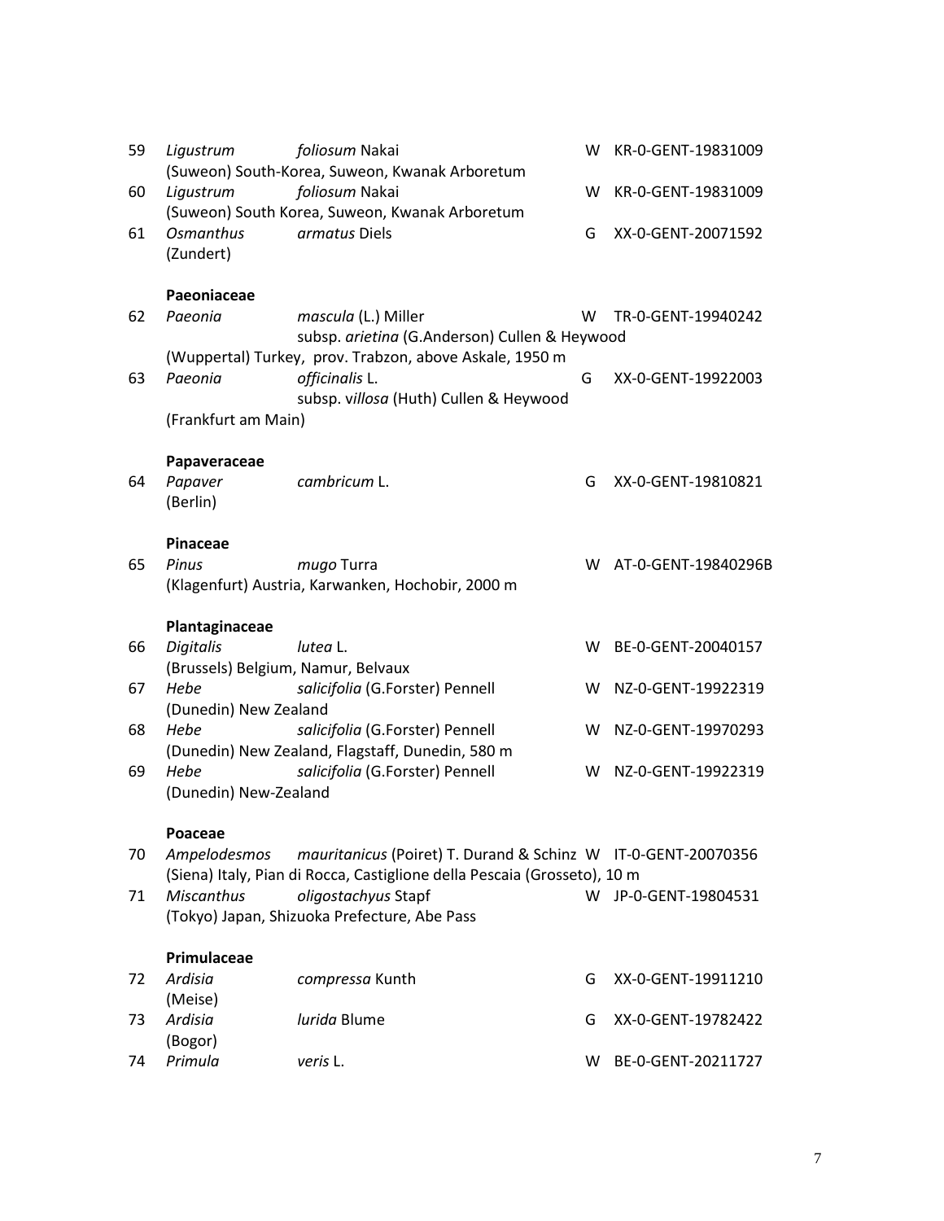59 *Ligustrum* *foliosum* Nakai W KR-0-GENT-19831009
(Suweon) South-Korea, Suweon, Kwanak Arboretum

60 *Ligustrum* *foliosum* Nakai W KR-0-GENT-19831009
(Suweon) South Korea, Suweon, Kwanak Arboretum

61 *Osmanthus* *armatus* Diels G XX-0-GENT-20071592
(Zundert)

**Paeoniaceae**

62 *Paeonia* *mascula* (L.) Miller W TR-0-GENT-19940242
subsp. *arietina* (G.Anderson) Cullen & Heywood
(Wuppertal) Turkey, prov. Trabzon, above Askale, 1950 m

63 *Paeonia* *officinalis* L. G XX-0-GENT-19922003
subsp. *villosa* (Huth) Cullen & Heywood
(Frankfurt am Main)

**Papaveraceae**

64 *Papaver* *cambricum* L. G XX-0-GENT-19810821
(Berlin)

**Pinaceae**

65 *Pinus* *mugo* Turra W AT-0-GENT-19840296B
(Klagenfurt) Austria, Karwanken, Hochobir, 2000 m

**Plantaginaceae**

66 *Digitalis* *lutea* L. W BE-0-GENT-20040157
(Brussels) Belgium, Namur, Belvaux

67 *Hebe* *salicifolia* (G.Forster) Pennell W NZ-0-GENT-19922319
(Dunedin) New Zealand

68 *Hebe* *salicifolia* (G.Forster) Pennell W NZ-0-GENT-19970293
(Dunedin) New Zealand, Flagstaff, Dunedin, 580 m

69 *Hebe* *salicifolia* (G.Forster) Pennell W NZ-0-GENT-19922319
(Dunedin) New-Zealand

**Poaceae**

70 *Ampelodesmos* *mauritanicus* (Poiret) T. Durand & Schinz W IT-0-GENT-20070356
(Siena) Italy, Pian di Rocca, Castiglione della Pescaia (Grosseto), 10 m

71 *Miscanthus* *oligostachyus* Stapf W JP-0-GENT-19804531
(Tokyo) Japan, Shizuoka Prefecture, Abe Pass

**Primulaceae**

72 *Ardisia* *compressa* Kunth G XX-0-GENT-19911210
(Meise)

73 *Ardisia* *lurida* Blume G XX-0-GENT-19782422
(Bogor)

74 *Primula* *veris* L. W BE-0-GENT-20211727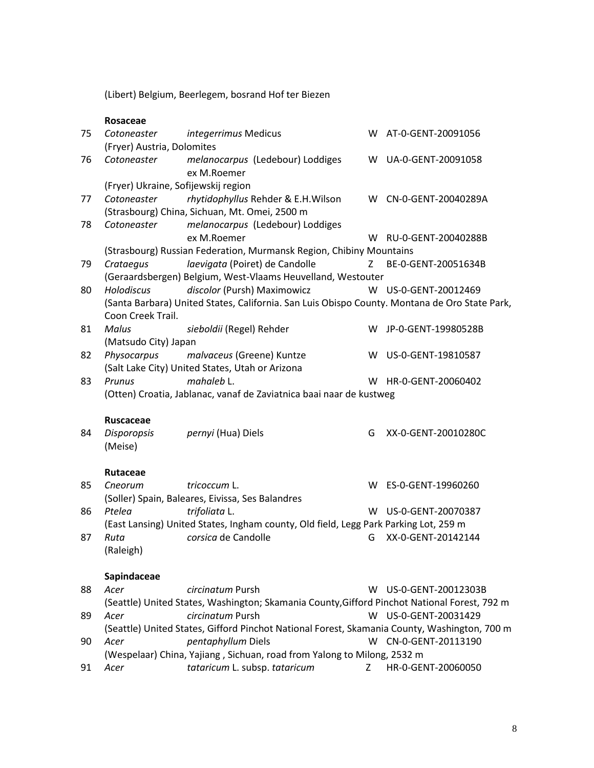(Libert) Belgium, Beerlegem, bosrand Hof ter Biezen

**Rosaceae**

| | | | | |
|---|---|---|---|---|
| 75 | *Cotoneaster* | *integerrimus* Medicus | W | AT-0-GENT-20091056 |
| | (Fryer) Austria, Dolomites | | | |
| 76 | *Cotoneaster* | *melanocarpus* (Ledebour) Loddiges ex M.Roemer | W | UA-0-GENT-20091058 |
| | (Fryer) Ukraine, Sofijewskij region | | | |
| 77 | *Cotoneaster* | *rhytidophyllus* Rehder & E.H.Wilson | W | CN-0-GENT-20040289A |
| | (Strasbourg) China, Sichuan, Mt. Omei, 2500 m | | | |
| 78 | *Cotoneaster* | *melanocarpus* (Ledebour) Loddiges ex M.Roemer | W | RU-0-GENT-20040288B |
| | (Strasbourg) Russian Federation, Murmansk Region, Chibiny Mountains | | | |
| 79 | *Crataegus* | *laevigata* (Poiret) de Candolle | Z | BE-0-GENT-20051634B |
| | (Geraardsbergen) Belgium, West-Vlaams Heuvelland, Westouter | | | |
| 80 | *Holodiscus* | *discolor* (Pursh) Maximowicz | W | US-0-GENT-20012469 |
| | (Santa Barbara) United States, California. San Luis Obispo County. Montana de Oro State Park, Coon Creek Trail. | | | |
| 81 | *Malus* | *sieboldii* (Regel) Rehder | W | JP-0-GENT-19980528B |
| | (Matsudo City) Japan | | | |
| 82 | *Physocarpus* | *malvaceus* (Greene) Kuntze | W | US-0-GENT-19810587 |
| | (Salt Lake City) United States, Utah or Arizona | | | |
| 83 | *Prunus* | *mahaleb* L. | W | HR-0-GENT-20060402 |
| | (Otten) Croatia, Jablanac, vanaf de Zaviatnica baai naar de kustweg | | | |

**Ruscaceae**

| | | | | |
|---|---|---|---|---|
| 84 | *Disporopsis* | *pernyi* (Hua) Diels | G | XX-0-GENT-20010280C |
| | (Meise) | | | |

**Rutaceae**

| | | | | |
|---|---|---|---|---|
| 85 | *Cneorum* | *tricoccum* L. | W | ES-0-GENT-19960260 |
| | (Soller) Spain, Baleares, Eivissa, Ses Balandres | | | |
| 86 | *Ptelea* | *trifoliata* L. | W | US-0-GENT-20070387 |
| | (East Lansing) United States, Ingham county, Old field, Legg Park Parking Lot, 259 m | | | |
| 87 | *Ruta* | *corsica* de Candolle | G | XX-0-GENT-20142144 |
| | (Raleigh) | | | |

**Sapindaceae**

| | | | | |
|---|---|---|---|---|
| 88 | *Acer* | *circinatum* Pursh | W | US-0-GENT-20012303B |
| | (Seattle) United States, Washington; Skamania County,Gifford Pinchot National Forest, 792 m | | | |
| 89 | *Acer* | *circinatum* Pursh | W | US-0-GENT-20031429 |
| | (Seattle) United States, Gifford Pinchot National Forest, Skamania County, Washington, 700 m | | | |
| 90 | *Acer* | *pentaphyllum* Diels | W | CN-0-GENT-20113190 |
| | (Wespelaar) China, Yajiang , Sichuan, road from Yalong to Milong, 2532 m | | | |
| 91 | *Acer* | *tataricum* L. subsp. *tataricum* | Z | HR-0-GENT-20060050 |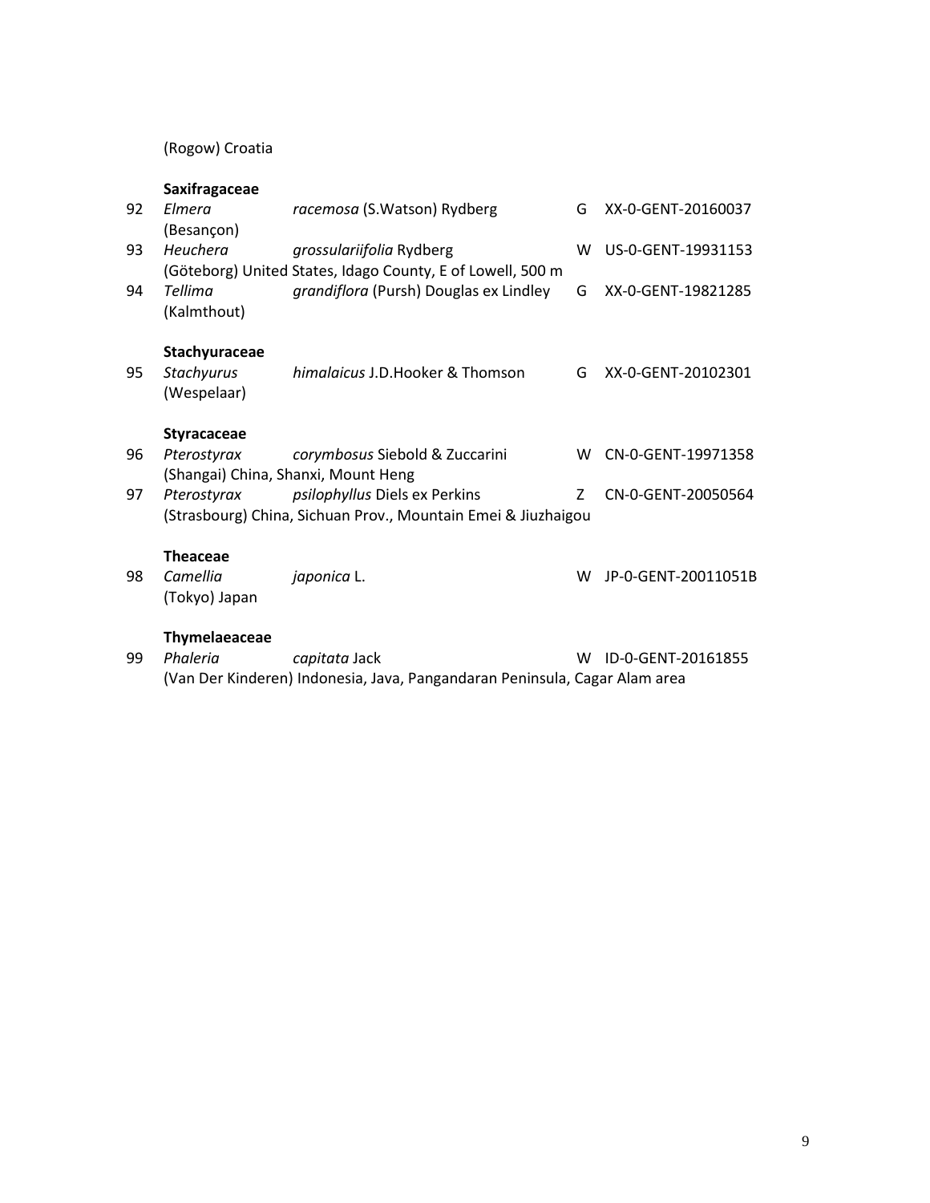(Rogow) Croatia

**Saxifragaceae**

92 *Elmera* *racemosa* (S.Watson) Rydberg G XX-0-GENT-20160037
(Besançon)

93 *Heuchera* *grossulariifolia* Rydberg W US-0-GENT-19931153
(Göteborg) United States, Idago County, E of Lowell, 500 m

94 *Tellima* *grandiflora* (Pursh) Douglas ex Lindley G XX-0-GENT-19821285
(Kalmthout)

**Stachyuraceae**

95 *Stachyurus* *himalaicus* J.D.Hooker & Thomson G XX-0-GENT-20102301
(Wespelaar)

**Styracaceae**

96 *Pterostyrax* *corymbosus* Siebold & Zuccarini W CN-0-GENT-19971358
(Shangai) China, Shanxi, Mount Heng

97 *Pterostyrax* *psilophyllus* Diels ex Perkins Z CN-0-GENT-20050564
(Strasbourg) China, Sichuan Prov., Mountain Emei & Jiuzhaigou

**Theaceae**

98 *Camellia* *japonica* L. W JP-0-GENT-20011051B
(Tokyo) Japan

**Thymelaeaceae**

99 *Phaleria* *capitata* Jack W ID-0-GENT-20161855
(Van Der Kinderen) Indonesia, Java, Pangandaran Peninsula, Cagar Alam area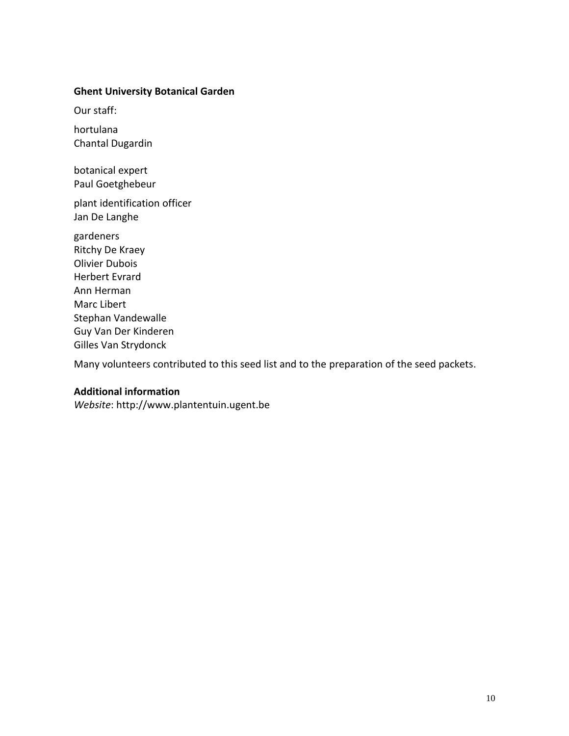**Ghent University Botanical Garden**

Our staff:

hortulana  
Chantal Dugardin

botanical expert  
Paul Goetghebeur

plant identification officer  
Jan De Langhe

gardeners  
Ritchy De Kraey  
Olivier Dubois  
Herbert Evrard  
Ann Herman  
Marc Libert  
Stephan Vandewalle  
Guy Van Der Kinderen  
Gilles Van Strydonck

Many volunteers contributed to this seed list and to the preparation of the seed packets.

**Additional information**  
*Website*: http://www.plantentuin.ugent.be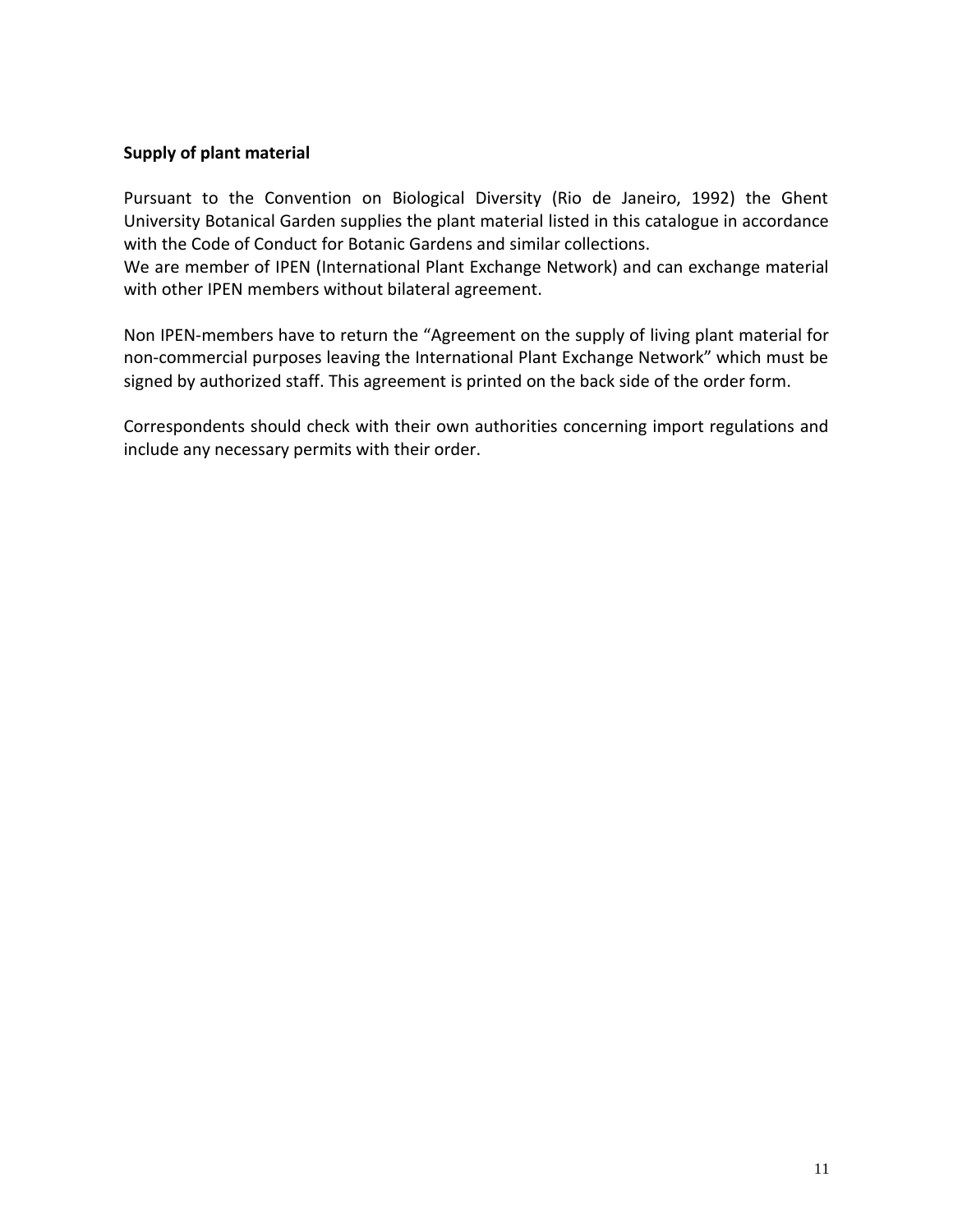**Supply of plant material**

Pursuant to the Convention on Biological Diversity (Rio de Janeiro, 1992) the Ghent University Botanical Garden supplies the plant material listed in this catalogue in accordance with the Code of Conduct for Botanic Gardens and similar collections.
We are member of IPEN (International Plant Exchange Network) and can exchange material with other IPEN members without bilateral agreement.

Non IPEN-members have to return the "Agreement on the supply of living plant material for non-commercial purposes leaving the International Plant Exchange Network" which must be signed by authorized staff. This agreement is printed on the back side of the order form.

Correspondents should check with their own authorities concerning import regulations and include any necessary permits with their order.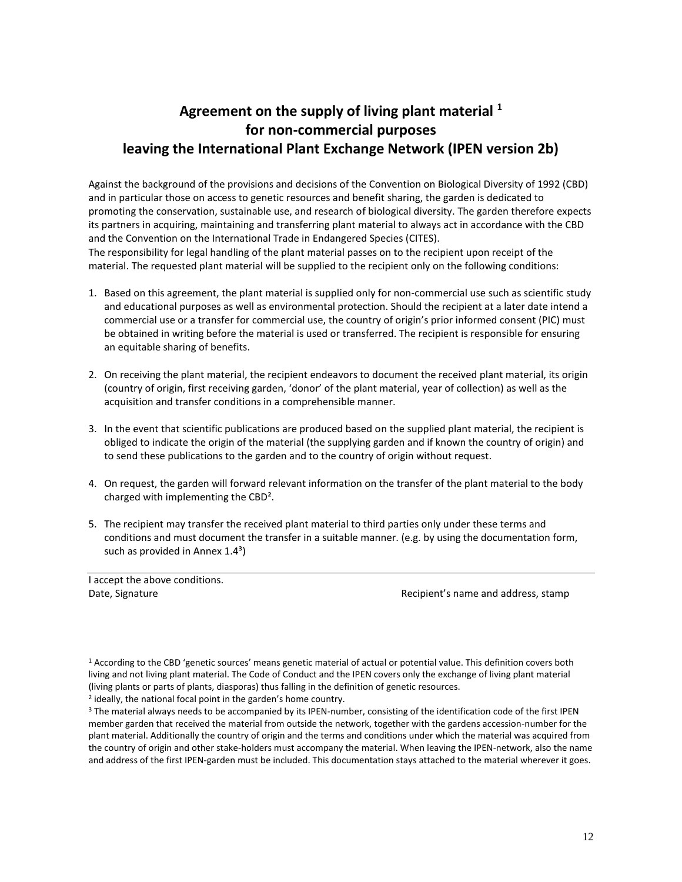# Agreement on the supply of living plant material [1] for non-commercial purposes leaving the International Plant Exchange Network (IPEN version 2b)

Against the background of the provisions and decisions of the Convention on Biological Diversity of 1992 (CBD) and in particular those on access to genetic resources and benefit sharing, the garden is dedicated to promoting the conservation, sustainable use, and research of biological diversity. The garden therefore expects its partners in acquiring, maintaining and transferring plant material to always act in accordance with the CBD and the Convention on the International Trade in Endangered Species (CITES).
The responsibility for legal handling of the plant material passes on to the recipient upon receipt of the material. The requested plant material will be supplied to the recipient only on the following conditions:

1. Based on this agreement, the plant material is supplied only for non-commercial use such as scientific study and educational purposes as well as environmental protection. Should the recipient at a later date intend a commercial use or a transfer for commercial use, the country of origin's prior informed consent (PIC) must be obtained in writing before the material is used or transferred. The recipient is responsible for ensuring an equitable sharing of benefits.

2. On receiving the plant material, the recipient endeavors to document the received plant material, its origin (country of origin, first receiving garden, 'donor' of the plant material, year of collection) as well as the acquisition and transfer conditions in a comprehensible manner.

3. In the event that scientific publications are produced based on the supplied plant material, the recipient is obliged to indicate the origin of the material (the supplying garden and if known the country of origin) and to send these publications to the garden and to the country of origin without request.

4. On request, the garden will forward relevant information on the transfer of the plant material to the body charged with implementing the CBD[2].

5. The recipient may transfer the received plant material to third parties only under these terms and conditions and must document the transfer in a suitable manner. (e.g. by using the documentation form, such as provided in Annex 1.4[3])

---

I accept the above conditions.
Date, Signature　　　　　　　　　　　　　　　　Recipient's name and address, stamp

[1] According to the CBD 'genetic sources' means genetic material of actual or potential value. This definition covers both living and not living plant material. The Code of Conduct and the IPEN covers only the exchange of living plant material (living plants or parts of plants, diasporas) thus falling in the definition of genetic resources.

[2] ideally, the national focal point in the garden's home country.

[3] The material always needs to be accompanied by its IPEN-number, consisting of the identification code of the first IPEN member garden that received the material from outside the network, together with the gardens accession-number for the plant material. Additionally the country of origin and the terms and conditions under which the material was acquired from the country of origin and other stake-holders must accompany the material. When leaving the IPEN-network, also the name and address of the first IPEN-garden must be included. This documentation stays attached to the material wherever it goes.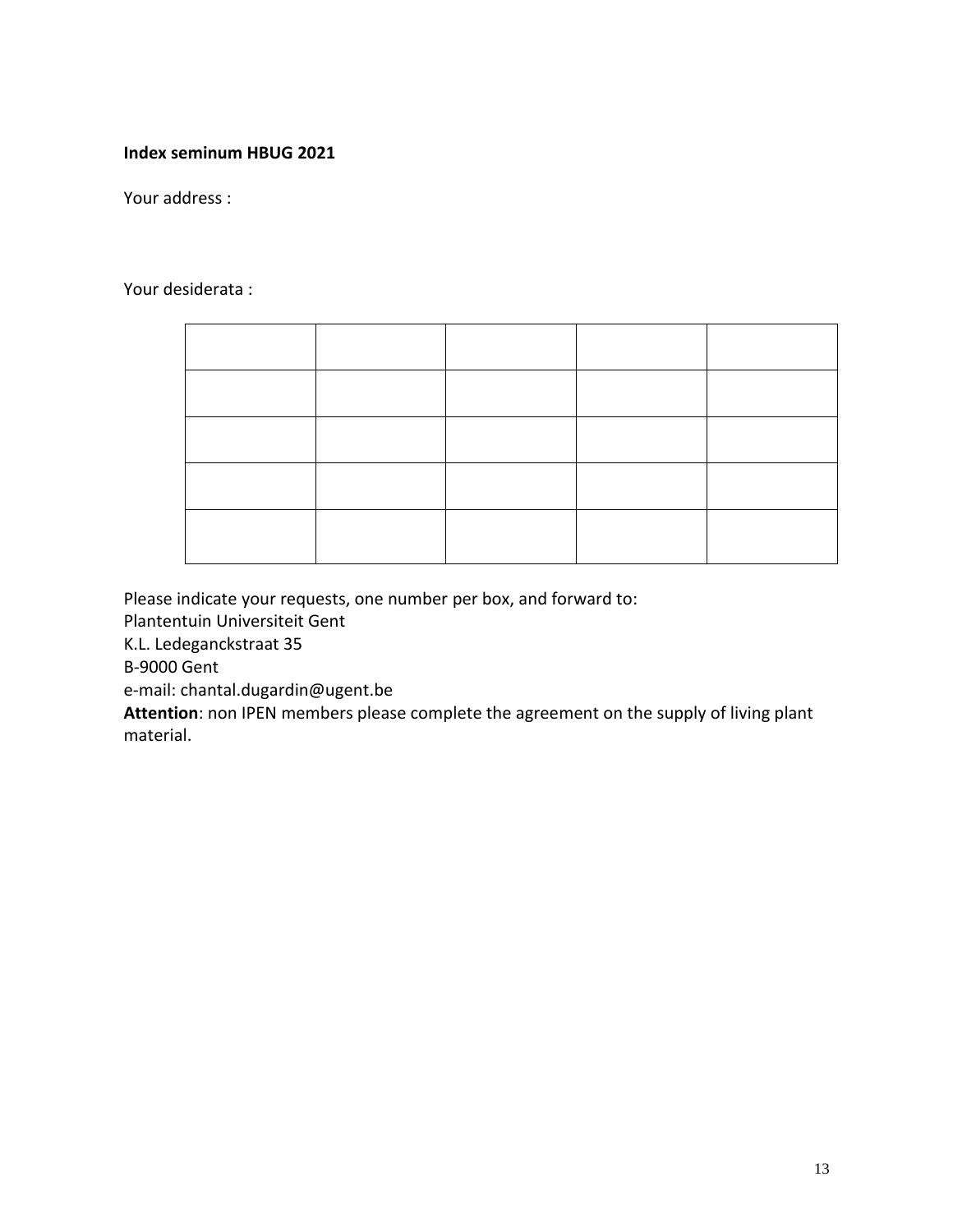**Index seminum HBUG 2021**

Your address :

Your desiderata :

| | | | | |
|---|---|---|---|---|
| | | | | |
| | | | | |
| | | | | |
| | | | | |

Please indicate your requests, one number per box, and forward to:
Plantentuin Universiteit Gent
K.L. Ledeganckstraat 35
B-9000 Gent
e-mail: chantal.dugardin@ugent.be
**Attention**: non IPEN members please complete the agreement on the supply of living plant material.